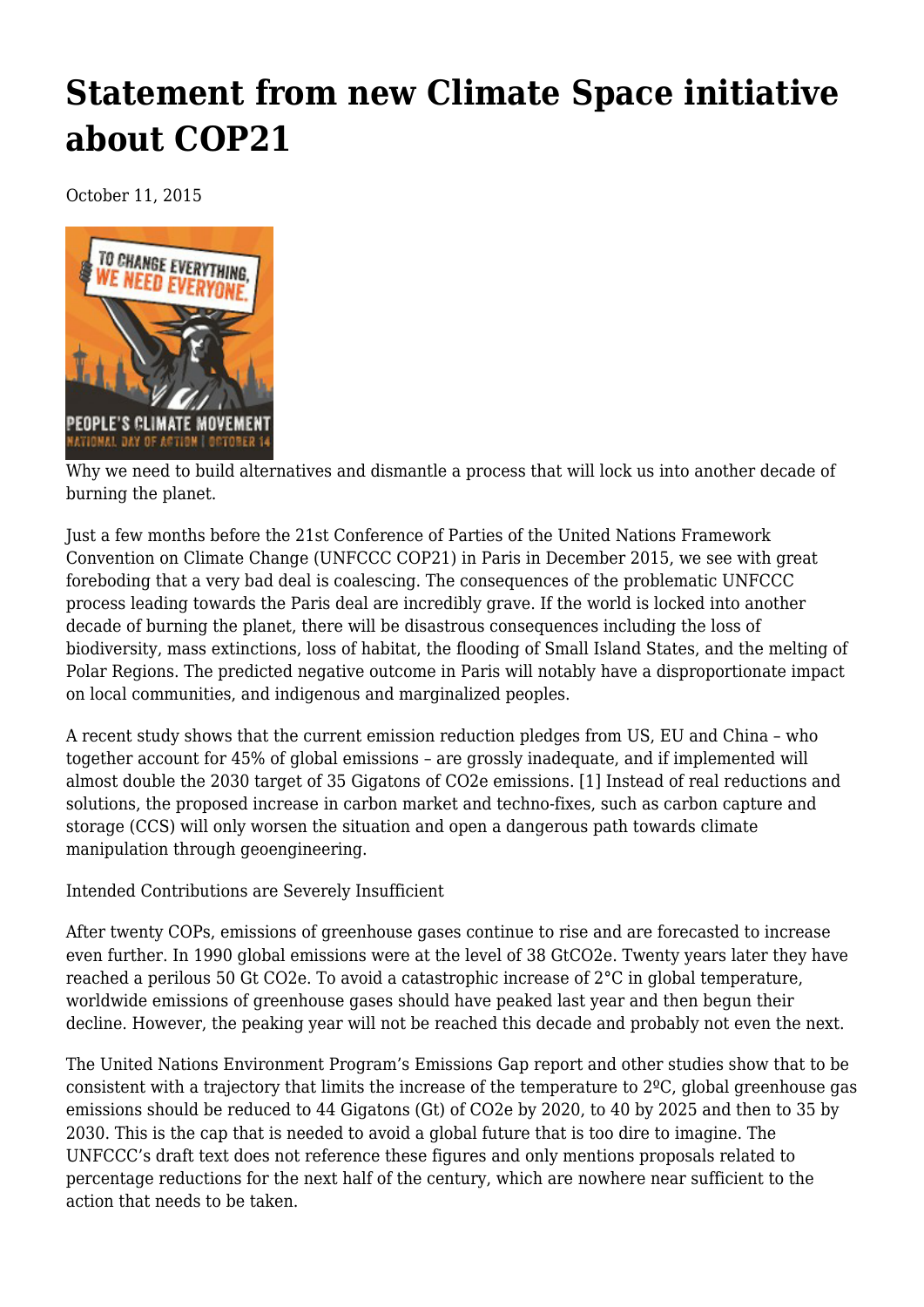# Statement from new Climate Space initiative about COP21

October 11, 2015

Why we need to build alternatives and dismantle a process that will lock us into another decade of burning the planet.

Just a few months before the 21st Conference of Parties of the United Nations Framework Convention on Climate Change (UNFCCC COP21) in Paris in December 2015, we see with great foreboding that a very bad deal is coalescing. The consequences of the problematic UNFCCC process leading towards the Paris deal are incredibly grave. If the world is locked into another decade of burning the planet, there will be disastrous consequences including the loss of biodiversity, mass extinctions, loss of habitat, the flooding of Small Island States, and the melting of Polar Regions. The predicted negative outcome in Paris will notably have a disproportionate impact on local communities, and indigenous and marginalized peoples.

A recent study shows that the current emission reduction pledges from US, EU and China – who together account for 45% of global emissions – are grossly inadequate, and if implemented will almost double the 2030 target of 35 Gigatons of CO2e emissions. [1] Instead of real reductions and solutions, the proposed increase in carbon market and techno-fixes, such as carbon capture and storage (CCS) will only worsen the situation and open a dangerous path towards climate manipulation through geoengineering.

Intended Contributions are Severely Insufficient

After twenty COPs, emissions of greenhouse gases continue to rise and are forecasted to increase even further. In 1990 global emissions were at the level of 38 GtCO2e. Twenty years later they have reached a perilous 50 Gt CO2e. To avoid a catastrophic increase of 2°C in global temperature, worldwide emissions of greenhouse gases should have peaked last year and then begun their decline. However, the peaking year will not be reached this decade and probably not even the next.

The United Nations Environment Program's Emissions Gap report and other studies show that to be consistent with a trajectory that limits the increase of the temperature to 2ºC, global greenhouse gas emissions should be reduced to 44 Gigatons (Gt) of CO2e by 2020, to 40 by 2025 and then to 35 by 2030. This is the cap that is needed to avoid a global future that is too dire to imagine. The UNFCCC's draft text does not reference these figures and only mentions proposals related to percentage reductions for the next half of the century, which are nowhere near sufficient to the action that needs to be taken.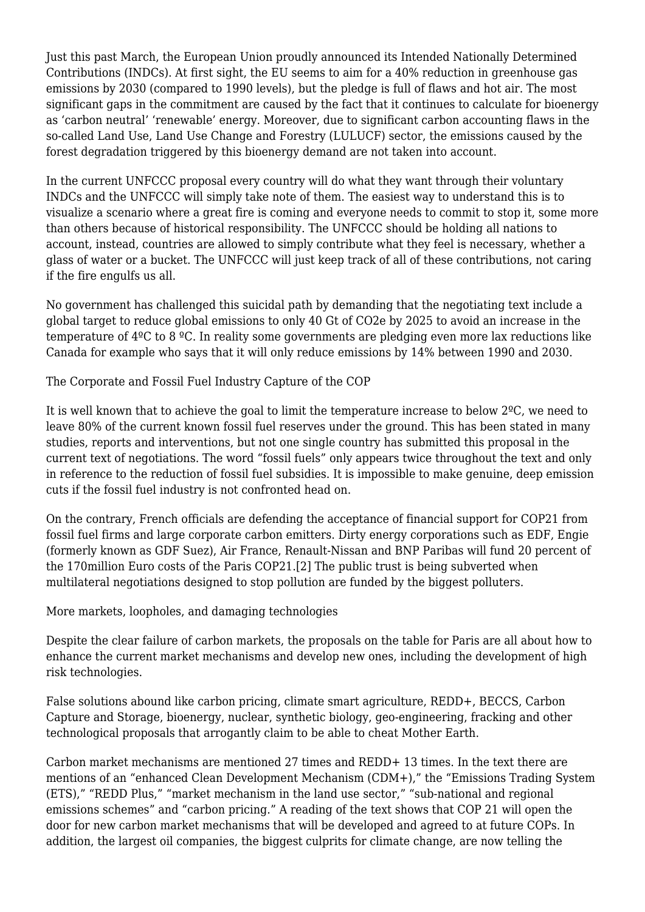Just this past March, the European Union proudly announced its Intended Nationally Determined Contributions (INDCs). At first sight, the EU seems to aim for a 40% reduction in greenhouse gas emissions by 2030 (compared to 1990 levels), but the pledge is full of flaws and hot air. The most significant gaps in the commitment are caused by the fact that it continues to calculate for bioenergy as 'carbon neutral' 'renewable' energy. Moreover, due to significant carbon accounting flaws in the so-called Land Use, Land Use Change and Forestry (LULUCF) sector, the emissions caused by the forest degradation triggered by this bioenergy demand are not taken into account.

In the current UNFCCC proposal every country will do what they want through their voluntary INDCs and the UNFCCC will simply take note of them. The easiest way to understand this is to visualize a scenario where a great fire is coming and everyone needs to commit to stop it, some more than others because of historical responsibility. The UNFCCC should be holding all nations to account, instead, countries are allowed to simply contribute what they feel is necessary, whether a glass of water or a bucket. The UNFCCC will just keep track of all of these contributions, not caring if the fire engulfs us all.

No government has challenged this suicidal path by demanding that the negotiating text include a global target to reduce global emissions to only 40 Gt of CO2e by 2025 to avoid an increase in the temperature of 4ºC to 8 ºC. In reality some governments are pledging even more lax reductions like Canada for example who says that it will only reduce emissions by 14% between 1990 and 2030.

## The Corporate and Fossil Fuel Industry Capture of the COP

It is well known that to achieve the goal to limit the temperature increase to below 2ºC, we need to leave 80% of the current known fossil fuel reserves under the ground. This has been stated in many studies, reports and interventions, but not one single country has submitted this proposal in the current text of negotiations. The word "fossil fuels" only appears twice throughout the text and only in reference to the reduction of fossil fuel subsidies. It is impossible to make genuine, deep emission cuts if the fossil fuel industry is not confronted head on.

On the contrary, French officials are defending the acceptance of financial support for COP21 from fossil fuel firms and large corporate carbon emitters. Dirty energy corporations such as EDF, Engie (formerly known as GDF Suez), Air France, Renault-Nissan and BNP Paribas will fund 20 percent of the 170million Euro costs of the Paris COP21.[2] The public trust is being subverted when multilateral negotiations designed to stop pollution are funded by the biggest polluters.

## More markets, loopholes, and damaging technologies

Despite the clear failure of carbon markets, the proposals on the table for Paris are all about how to enhance the current market mechanisms and develop new ones, including the development of high risk technologies.

False solutions abound like carbon pricing, climate smart agriculture, REDD+, BECCS, Carbon Capture and Storage, bioenergy, nuclear, synthetic biology, geo-engineering, fracking and other technological proposals that arrogantly claim to be able to cheat Mother Earth.

Carbon market mechanisms are mentioned 27 times and REDD+ 13 times. In the text there are mentions of an "enhanced Clean Development Mechanism (CDM+)," the "Emissions Trading System (ETS)," "REDD Plus," "market mechanism in the land use sector," "sub-national and regional emissions schemes" and "carbon pricing." A reading of the text shows that COP 21 will open the door for new carbon market mechanisms that will be developed and agreed to at future COPs. In addition, the largest oil companies, the biggest culprits for climate change, are now telling the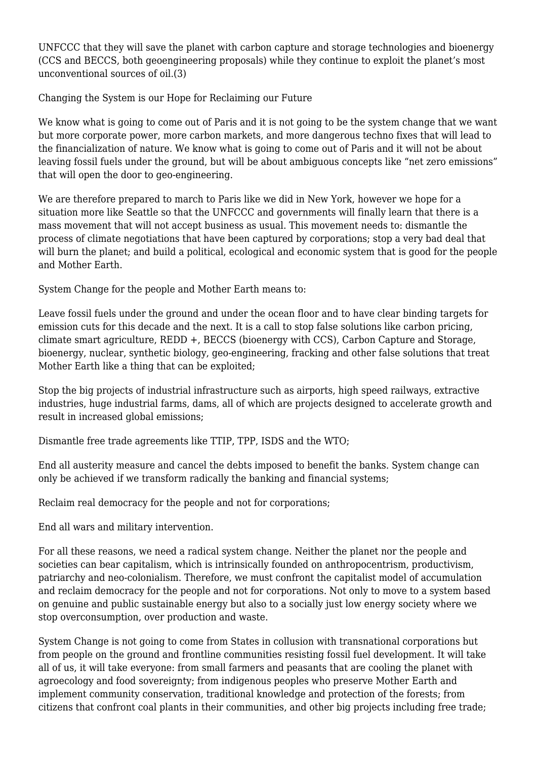UNFCCC that they will save the planet with carbon capture and storage technologies and bioenergy (CCS and BECCS, both geoengineering proposals) while they continue to exploit the planet's most unconventional sources of oil.(3)

## Changing the System is our Hope for Reclaiming our Future

We know what is going to come out of Paris and it is not going to be the system change that we want but more corporate power, more carbon markets, and more dangerous techno fixes that will lead to the financialization of nature. We know what is going to come out of Paris and it will not be about leaving fossil fuels under the ground, but will be about ambiguous concepts like "net zero emissions" that will open the door to geo-engineering.

We are therefore prepared to march to Paris like we did in New York, however we hope for a situation more like Seattle so that the UNFCCC and governments will finally learn that there is a mass movement that will not accept business as usual. This movement needs to: dismantle the process of climate negotiations that have been captured by corporations; stop a very bad deal that will burn the planet; and build a political, ecological and economic system that is good for the people and Mother Earth.

System Change for the people and Mother Earth means to:

Leave fossil fuels under the ground and under the ocean floor and to have clear binding targets for emission cuts for this decade and the next. It is a call to stop false solutions like carbon pricing, climate smart agriculture, REDD +, BECCS (bioenergy with CCS), Carbon Capture and Storage, bioenergy, nuclear, synthetic biology, geo-engineering, fracking and other false solutions that treat Mother Earth like a thing that can be exploited;

Stop the big projects of industrial infrastructure such as airports, high speed railways, extractive industries, huge industrial farms, dams, all of which are projects designed to accelerate growth and result in increased global emissions;

Dismantle free trade agreements like TTIP, TPP, ISDS and the WTO;

End all austerity measure and cancel the debts imposed to benefit the banks. System change can only be achieved if we transform radically the banking and financial systems;

Reclaim real democracy for the people and not for corporations;

End all wars and military intervention.

For all these reasons, we need a radical system change. Neither the planet nor the people and societies can bear capitalism, which is intrinsically founded on anthropocentrism, productivism, patriarchy and neo-colonialism. Therefore, we must confront the capitalist model of accumulation and reclaim democracy for the people and not for corporations. Not only to move to a system based on genuine and public sustainable energy but also to a socially just low energy society where we stop overconsumption, over production and waste.

System Change is not going to come from States in collusion with transnational corporations but from people on the ground and frontline communities resisting fossil fuel development. It will take all of us, it will take everyone: from small farmers and peasants that are cooling the planet with agroecology and food sovereignty; from indigenous peoples who preserve Mother Earth and implement community conservation, traditional knowledge and protection of the forests; from citizens that confront coal plants in their communities, and other big projects including free trade;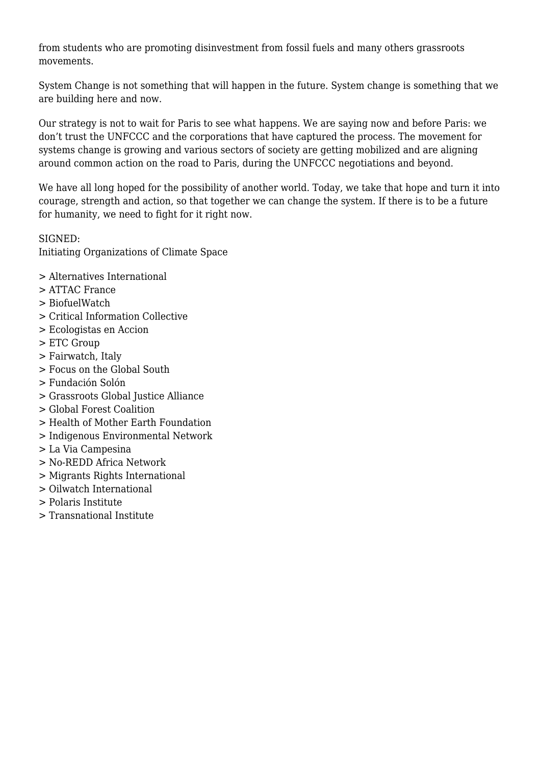from students who are promoting disinvestment from fossil fuels and many others grassroots movements.

System Change is not something that will happen in the future. System change is something that we are building here and now.

Our strategy is not to wait for Paris to see what happens. We are saying now and before Paris: we don't trust the UNFCCC and the corporations that have captured the process. The movement for systems change is growing and various sectors of society are getting mobilized and are aligning around common action on the road to Paris, during the UNFCCC negotiations and beyond.

We have all long hoped for the possibility of another world. Today, we take that hope and turn it into courage, strength and action, so that together we can change the system. If there is to be a future for humanity, we need to fight for it right now.

SIGNED:
Initiating Organizations of Climate Space

> Alternatives International
> ATTAC France
> BiofuelWatch
> Critical Information Collective
> Ecologistas en Accion
> ETC Group
> Fairwatch, Italy
> Focus on the Global South
> Fundación Solón
> Grassroots Global Justice Alliance
> Global Forest Coalition
> Health of Mother Earth Foundation
> Indigenous Environmental Network
> La Via Campesina
> No-REDD Africa Network
> Migrants Rights International
> Oilwatch International
> Polaris Institute
> Transnational Institute